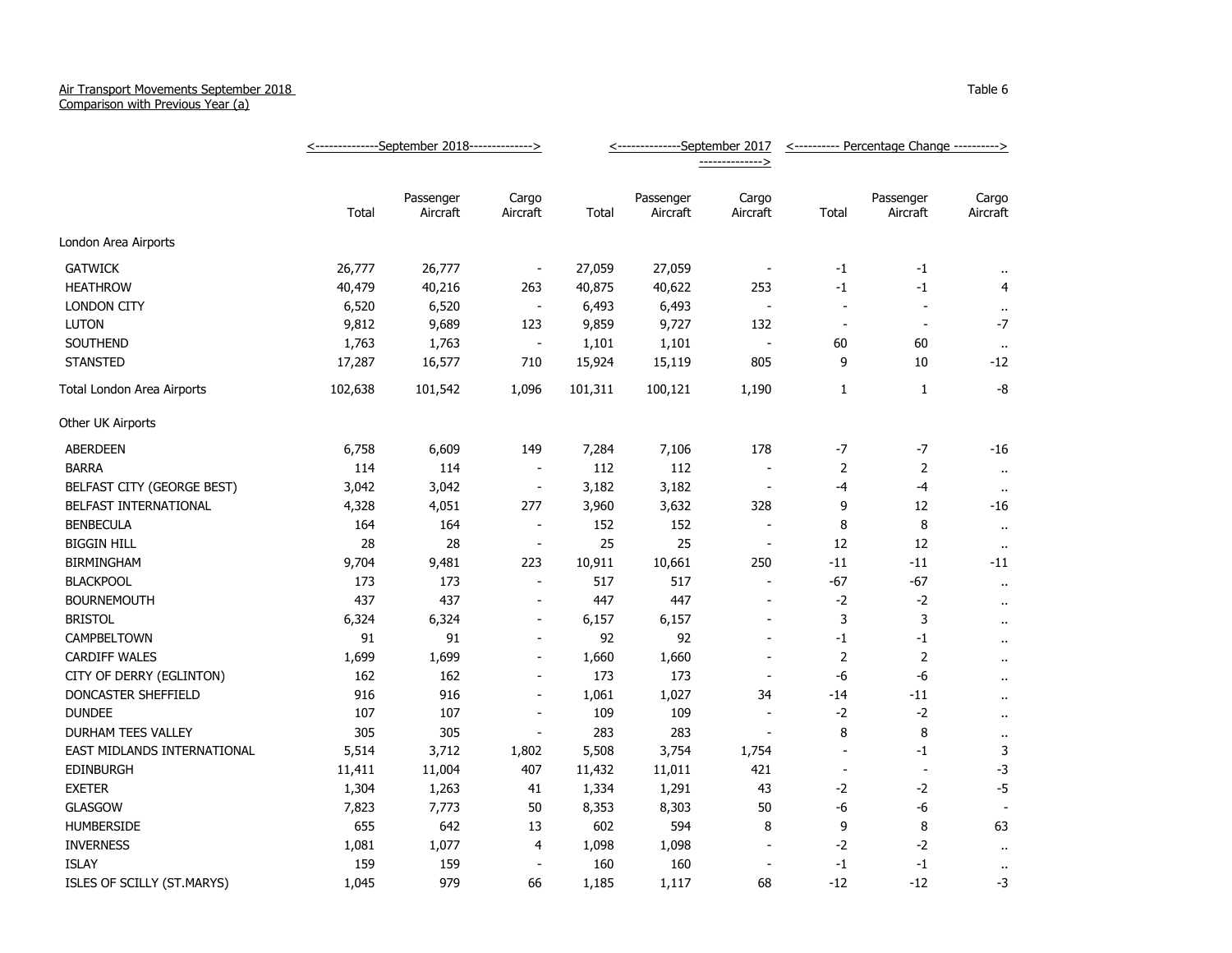Air Transport Movements September 2018
Comparison with Previous Year (a)

Table 6

| | September 2018 | | | September 2017 | | | Percentage Change | | |
|---|---|---|---|---|---|---|---|---|---|
| | Total | Passenger Aircraft | Cargo Aircraft | Total | Passenger Aircraft | Cargo Aircraft | Total | Passenger Aircraft | Cargo Aircraft |
| **London Area Airports** | | | | | | | | | |
| GATWICK | 26,777 | 26,777 | - | 27,059 | 27,059 | - | -1 | -1 | .. |
| HEATHROW | 40,479 | 40,216 | 263 | 40,875 | 40,622 | 253 | -1 | -1 | 4 |
| LONDON CITY | 6,520 | 6,520 | - | 6,493 | 6,493 | - | - | - | .. |
| LUTON | 9,812 | 9,689 | 123 | 9,859 | 9,727 | 132 | - | - | -7 |
| SOUTHEND | 1,763 | 1,763 | - | 1,101 | 1,101 | - | 60 | 60 | .. |
| STANSTED | 17,287 | 16,577 | 710 | 15,924 | 15,119 | 805 | 9 | 10 | -12 |
| Total London Area Airports | 102,638 | 101,542 | 1,096 | 101,311 | 100,121 | 1,190 | 1 | 1 | -8 |
| **Other UK Airports** | | | | | | | | | |
| ABERDEEN | 6,758 | 6,609 | 149 | 7,284 | 7,106 | 178 | -7 | -7 | -16 |
| BARRA | 114 | 114 | - | 112 | 112 | - | 2 | 2 | .. |
| BELFAST CITY (GEORGE BEST) | 3,042 | 3,042 | - | 3,182 | 3,182 | - | -4 | -4 | .. |
| BELFAST INTERNATIONAL | 4,328 | 4,051 | 277 | 3,960 | 3,632 | 328 | 9 | 12 | -16 |
| BENBECULA | 164 | 164 | - | 152 | 152 | - | 8 | 8 | .. |
| BIGGIN HILL | 28 | 28 | - | 25 | 25 | - | 12 | 12 | .. |
| BIRMINGHAM | 9,704 | 9,481 | 223 | 10,911 | 10,661 | 250 | -11 | -11 | -11 |
| BLACKPOOL | 173 | 173 | - | 517 | 517 | - | -67 | -67 | .. |
| BOURNEMOUTH | 437 | 437 | - | 447 | 447 | - | -2 | -2 | .. |
| BRISTOL | 6,324 | 6,324 | - | 6,157 | 6,157 | - | 3 | 3 | .. |
| CAMPBELTOWN | 91 | 91 | - | 92 | 92 | - | -1 | -1 | .. |
| CARDIFF WALES | 1,699 | 1,699 | - | 1,660 | 1,660 | - | 2 | 2 | .. |
| CITY OF DERRY (EGLINTON) | 162 | 162 | - | 173 | 173 | - | -6 | -6 | .. |
| DONCASTER SHEFFIELD | 916 | 916 | - | 1,061 | 1,027 | 34 | -14 | -11 | .. |
| DUNDEE | 107 | 107 | - | 109 | 109 | - | -2 | -2 | .. |
| DURHAM TEES VALLEY | 305 | 305 | - | 283 | 283 | - | 8 | 8 | .. |
| EAST MIDLANDS INTERNATIONAL | 5,514 | 3,712 | 1,802 | 5,508 | 3,754 | 1,754 | - | -1 | 3 |
| EDINBURGH | 11,411 | 11,004 | 407 | 11,432 | 11,011 | 421 | - | - | -3 |
| EXETER | 1,304 | 1,263 | 41 | 1,334 | 1,291 | 43 | -2 | -2 | -5 |
| GLASGOW | 7,823 | 7,773 | 50 | 8,353 | 8,303 | 50 | -6 | -6 | - |
| HUMBERSIDE | 655 | 642 | 13 | 602 | 594 | 8 | 9 | 8 | 63 |
| INVERNESS | 1,081 | 1,077 | 4 | 1,098 | 1,098 | - | -2 | -2 | .. |
| ISLAY | 159 | 159 | - | 160 | 160 | - | -1 | -1 | .. |
| ISLES OF SCILLY (ST.MARYS) | 1,045 | 979 | 66 | 1,185 | 1,117 | 68 | -12 | -12 | -3 |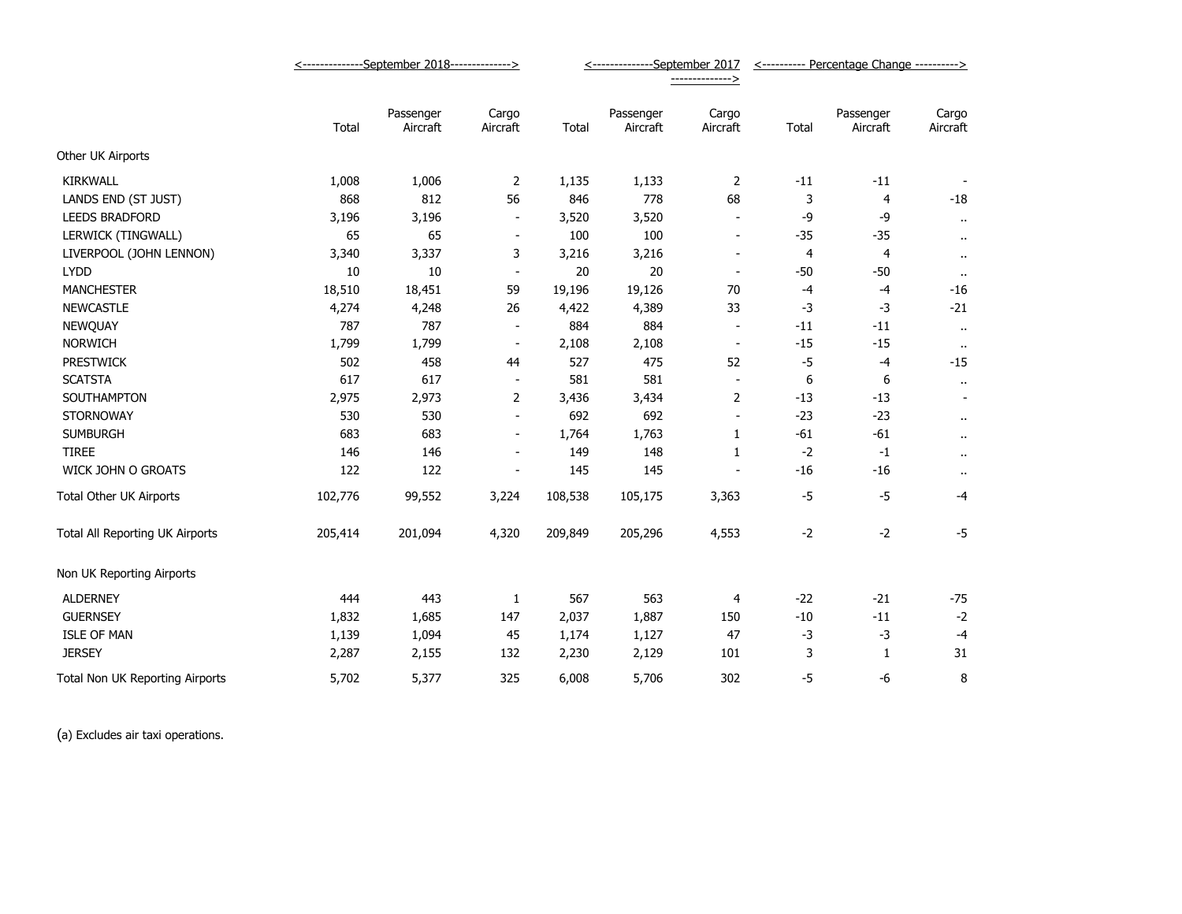| | September 2018 | | | September 2017 | | | Percentage Change | | |
|---|---|---|---|---|---|---|---|---|---|
| | Total | Passenger Aircraft | Cargo Aircraft | Total | Passenger Aircraft | Cargo Aircraft | Total | Passenger Aircraft | Cargo Aircraft |
| **Other UK Airports** | | | | | | | | | |
| KIRKWALL | 1,008 | 1,006 | 2 | 1,135 | 1,133 | 2 | -11 | -11 | - |
| LANDS END (ST JUST) | 868 | 812 | 56 | 846 | 778 | 68 | 3 | 4 | -18 |
| LEEDS BRADFORD | 3,196 | 3,196 | - | 3,520 | 3,520 | - | -9 | -9 | .. |
| LERWICK (TINGWALL) | 65 | 65 | - | 100 | 100 | - | -35 | -35 | .. |
| LIVERPOOL (JOHN LENNON) | 3,340 | 3,337 | 3 | 3,216 | 3,216 | - | 4 | 4 | .. |
| LYDD | 10 | 10 | - | 20 | 20 | - | -50 | -50 | .. |
| MANCHESTER | 18,510 | 18,451 | 59 | 19,196 | 19,126 | 70 | -4 | -4 | -16 |
| NEWCASTLE | 4,274 | 4,248 | 26 | 4,422 | 4,389 | 33 | -3 | -3 | -21 |
| NEWQUAY | 787 | 787 | - | 884 | 884 | - | -11 | -11 | .. |
| NORWICH | 1,799 | 1,799 | - | 2,108 | 2,108 | - | -15 | -15 | .. |
| PRESTWICK | 502 | 458 | 44 | 527 | 475 | 52 | -5 | -4 | -15 |
| SCATSTA | 617 | 617 | - | 581 | 581 | - | 6 | 6 | .. |
| SOUTHAMPTON | 2,975 | 2,973 | 2 | 3,436 | 3,434 | 2 | -13 | -13 | - |
| STORNOWAY | 530 | 530 | - | 692 | 692 | - | -23 | -23 | .. |
| SUMBURGH | 683 | 683 | - | 1,764 | 1,763 | 1 | -61 | -61 | .. |
| TIREE | 146 | 146 | - | 149 | 148 | 1 | -2 | -1 | .. |
| WICK JOHN O GROATS | 122 | 122 | - | 145 | 145 | - | -16 | -16 | .. |
| Total Other UK Airports | 102,776 | 99,552 | 3,224 | 108,538 | 105,175 | 3,363 | -5 | -5 | -4 |
| Total All Reporting UK Airports | 205,414 | 201,094 | 4,320 | 209,849 | 205,296 | 4,553 | -2 | -2 | -5 |
| **Non UK Reporting Airports** | | | | | | | | | |
| ALDERNEY | 444 | 443 | 1 | 567 | 563 | 4 | -22 | -21 | -75 |
| GUERNSEY | 1,832 | 1,685 | 147 | 2,037 | 1,887 | 150 | -10 | -11 | -2 |
| ISLE OF MAN | 1,139 | 1,094 | 45 | 1,174 | 1,127 | 47 | -3 | -3 | -4 |
| JERSEY | 2,287 | 2,155 | 132 | 2,230 | 2,129 | 101 | 3 | 1 | 31 |
| Total Non UK Reporting Airports | 5,702 | 5,377 | 325 | 6,008 | 5,706 | 302 | -5 | -6 | 8 |

(a) Excludes air taxi operations.